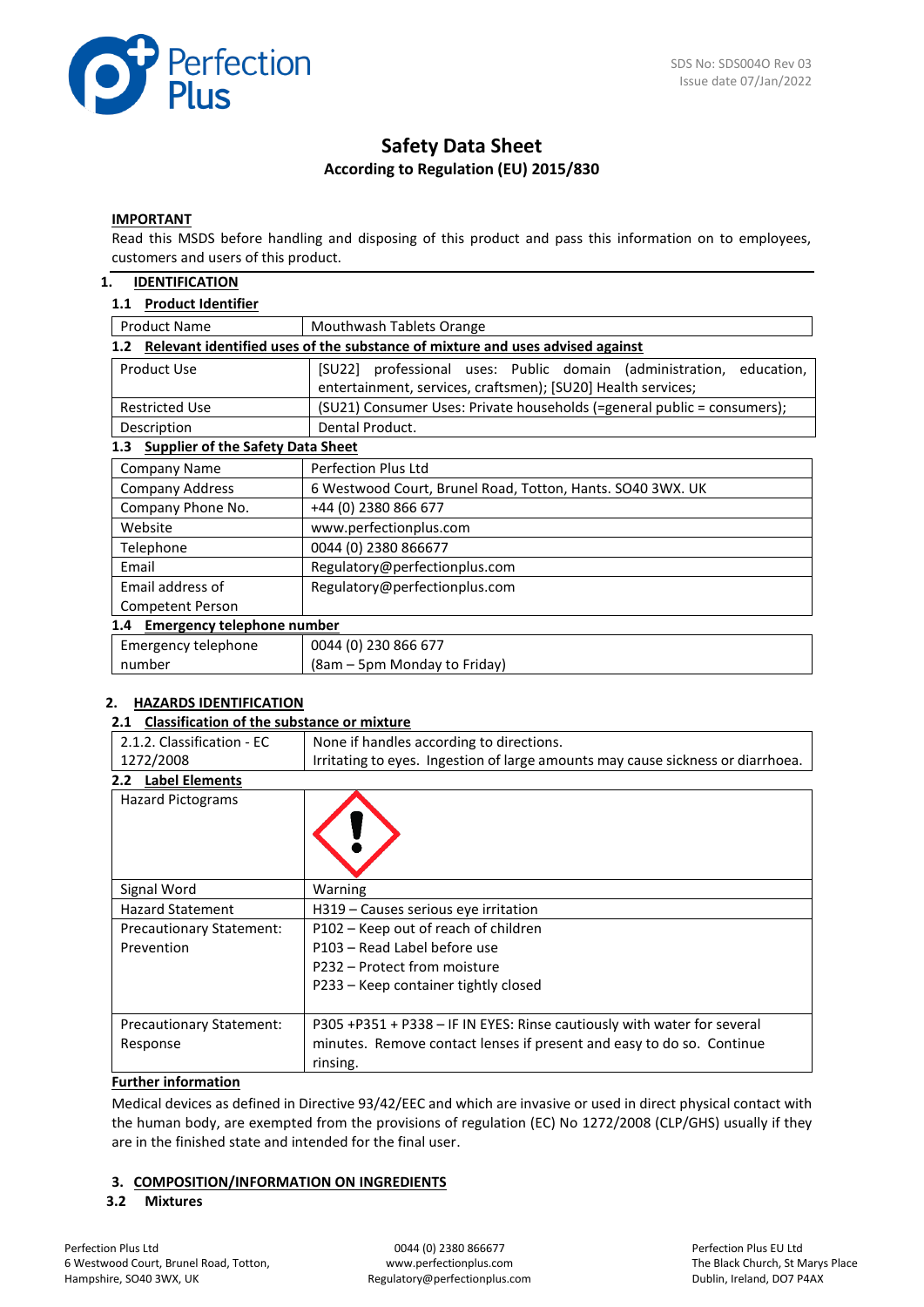SDS No: SDS004O Rev 03
Issue date 07/Jan/2022

# Safety Data Sheet

**According to Regulation (EU) 2015/830**

**IMPORTANT**

Read this MSDS before handling and disposing of this product and pass this information on to employees, customers and users of this product.

## 1. IDENTIFICATION

### 1.1 Product Identifier

| | |
|---|---|
| Product Name | Mouthwash Tablets Orange |

### 1.2 Relevant identified uses of the substance of mixture and uses advised against

| | |
|---|---|
| Product Use | [SU22] professional uses: Public domain (administration, education, entertainment, services, craftsmen); [SU20] Health services; |
| Restricted Use | (SU21) Consumer Uses: Private households (=general public = consumers); |
| Description | Dental Product. |

### 1.3 Supplier of the Safety Data Sheet

| | |
|---|---|
| Company Name | Perfection Plus Ltd |
| Company Address | 6 Westwood Court, Brunel Road, Totton, Hants. SO40 3WX. UK |
| Company Phone No. | +44 (0) 2380 866 677 |
| Website | www.perfectionplus.com |
| Telephone | 0044 (0) 2380 866677 |
| Email | Regulatory@perfectionplus.com |
| Email address of Competent Person | Regulatory@perfectionplus.com |

### 1.4 Emergency telephone number

| | |
|---|---|
| Emergency telephone number | 0044 (0) 230 866 677<br>(8am – 5pm Monday to Friday) |

## 2. HAZARDS IDENTIFICATION

### 2.1 Classification of the substance or mixture

| | |
|---|---|
| 2.1.2. Classification - EC 1272/2008 | None if handles according to directions.<br>Irritating to eyes. Ingestion of large amounts may cause sickness or diarrhoea. |

### 2.2 Label Elements

| | |
|---|---|
| Hazard Pictograms | |
| Signal Word | Warning |
| Hazard Statement | H319 – Causes serious eye irritation |
| Precautionary Statement: Prevention | P102 – Keep out of reach of children<br>P103 – Read Label before use<br>P232 – Protect from moisture<br>P233 – Keep container tightly closed |
| Precautionary Statement: Response | P305 +P351 + P338 – IF IN EYES: Rinse cautiously with water for several minutes. Remove contact lenses if present and easy to do so. Continue rinsing. |

**Further information**

Medical devices as defined in Directive 93/42/EEC and which are invasive or used in direct physical contact with the human body, are exempted from the provisions of regulation (EC) No 1272/2008 (CLP/GHS) usually if they are in the finished state and intended for the final user.

## 3. COMPOSITION/INFORMATION ON INGREDIENTS

### 3.2 Mixtures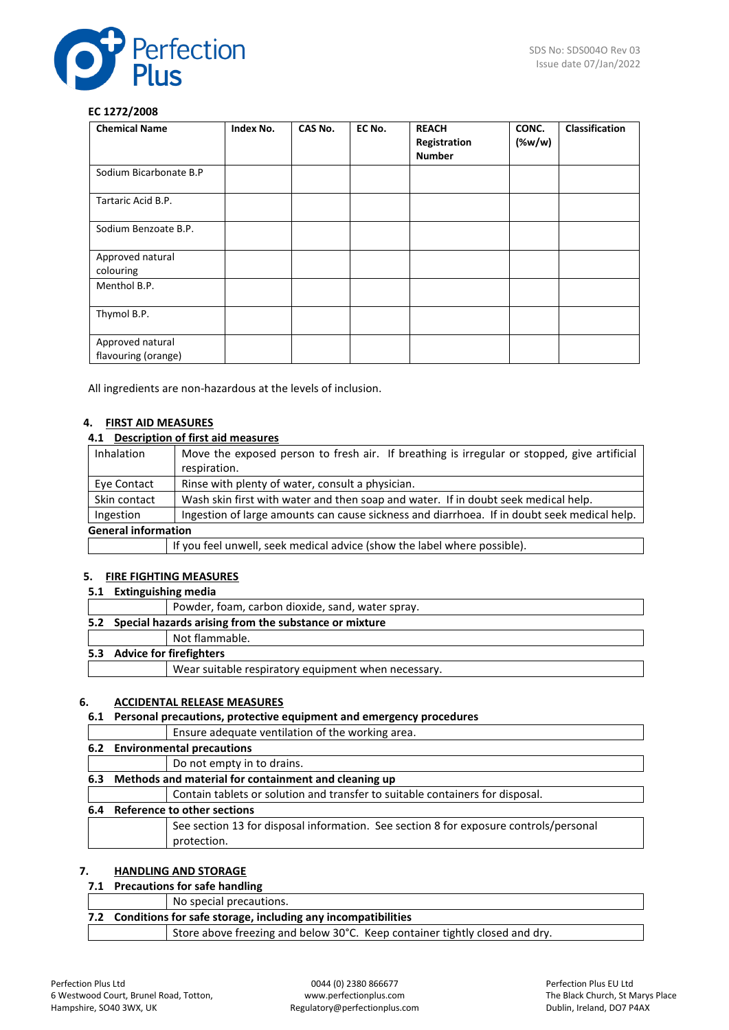**EC 1272/2008**

| Chemical Name | Index No. | CAS No. | EC No. | REACH Registration Number | CONC. (%w/w) | Classification |
|---|---|---|---|---|---|---|
| Sodium Bicarbonate B.P | | | | | | |
| Tartaric Acid B.P. | | | | | | |
| Sodium Benzoate B.P. | | | | | | |
| Approved natural colouring | | | | | | |
| Menthol B.P. | | | | | | |
| Thymol B.P. | | | | | | |
| Approved natural flavouring (orange) | | | | | | |

All ingredients are non-hazardous at the levels of inclusion.

## 4. FIRST AID MEASURES

### 4.1 Description of first aid measures

| | |
|---|---|
| Inhalation | Move the exposed person to fresh air. If breathing is irregular or stopped, give artificial respiration. |
| Eye Contact | Rinse with plenty of water, consult a physician. |
| Skin contact | Wash skin first with water and then soap and water. If in doubt seek medical help. |
| Ingestion | Ingestion of large amounts can cause sickness and diarrhoea. If in doubt seek medical help. |

**General information**

| | |
|---|---|
| | If you feel unwell, seek medical advice (show the label where possible). |

## 5. FIRE FIGHTING MEASURES

### 5.1 Extinguishing media

| | |
|---|---|
| | Powder, foam, carbon dioxide, sand, water spray. |

### 5.2 Special hazards arising from the substance or mixture

| | |
|---|---|
| | Not flammable. |

### 5.3 Advice for firefighters

| | |
|---|---|
| | Wear suitable respiratory equipment when necessary. |

## 6. ACCIDENTAL RELEASE MEASURES

### 6.1 Personal precautions, protective equipment and emergency procedures

| | |
|---|---|
| | Ensure adequate ventilation of the working area. |

### 6.2 Environmental precautions

| | |
|---|---|
| | Do not empty in to drains. |

### 6.3 Methods and material for containment and cleaning up

| | |
|---|---|
| | Contain tablets or solution and transfer to suitable containers for disposal. |

### 6.4 Reference to other sections

| | |
|---|---|
| | See section 13 for disposal information. See section 8 for exposure controls/personal protection. |

## 7. HANDLING AND STORAGE

### 7.1 Precautions for safe handling

| | |
|---|---|
| | No special precautions. |

### 7.2 Conditions for safe storage, including any incompatibilities

| | |
|---|---|
| | Store above freezing and below 30°C. Keep container tightly closed and dry. |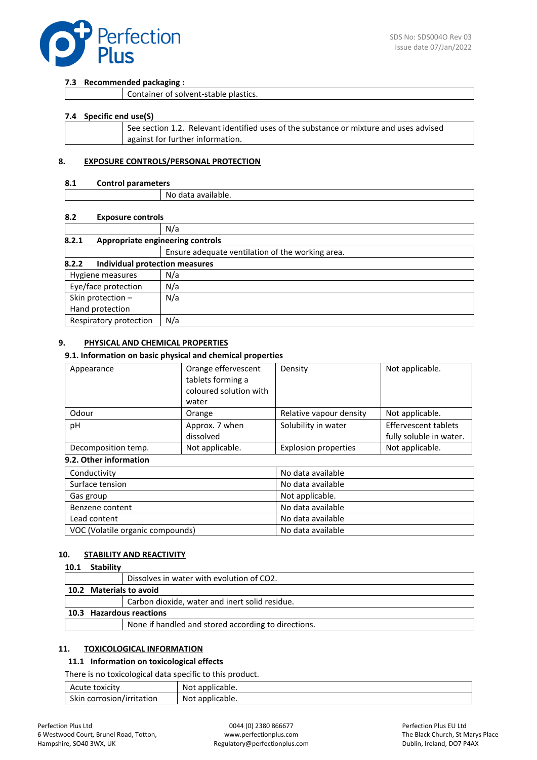### 7.3 Recommended packaging :

| | |
|---|---|
| | Container of solvent-stable plastics. |

### 7.4 Specific end use(S)

| | |
|---|---|
| | See section 1.2. Relevant identified uses of the substance or mixture and uses advised against for further information. |

## 8. EXPOSURE CONTROLS/PERSONAL PROTECTION

### 8.1 Control parameters

| | |
|---|---|
| | No data available. |

### 8.2 Exposure controls

| | |
|---|---|
| | N/a |

#### 8.2.1 Appropriate engineering controls

| | |
|---|---|
| | Ensure adequate ventilation of the working area. |

#### 8.2.2 Individual protection measures

| | |
|---|---|
| Hygiene measures | N/a |
| Eye/face protection | N/a |
| Skin protection – Hand protection | N/a |
| Respiratory protection | N/a |

## 9. PHYSICAL AND CHEMICAL PROPERTIES

### 9.1. Information on basic physical and chemical properties

| | | | |
|---|---|---|---|
| Appearance | Orange effervescent tablets forming a coloured solution with water | Density | Not applicable. |
| Odour | Orange | Relative vapour density | Not applicable. |
| pH | Approx. 7 when dissolved | Solubility in water | Effervescent tablets fully soluble in water. |
| Decomposition temp. | Not applicable. | Explosion properties | Not applicable. |

### 9.2. Other information

| | |
|---|---|
| Conductivity | No data available |
| Surface tension | No data available |
| Gas group | Not applicable. |
| Benzene content | No data available |
| Lead content | No data available |
| VOC (Volatile organic compounds) | No data available |

## 10. STABILITY AND REACTIVITY

### 10.1 Stability

| | |
|---|---|
| | Dissolves in water with evolution of $CO_2$. |

### 10.2 Materials to avoid

| | |
|---|---|
| | Carbon dioxide, water and inert solid residue. |

### 10.3 Hazardous reactions

| | |
|---|---|
| | None if handled and stored according to directions. |

## 11. TOXICOLOGICAL INFORMATION

### 11.1 Information on toxicological effects

There is no toxicological data specific to this product.

| | |
|---|---|
| Acute toxicity | Not applicable. |
| Skin corrosion/irritation | Not applicable. |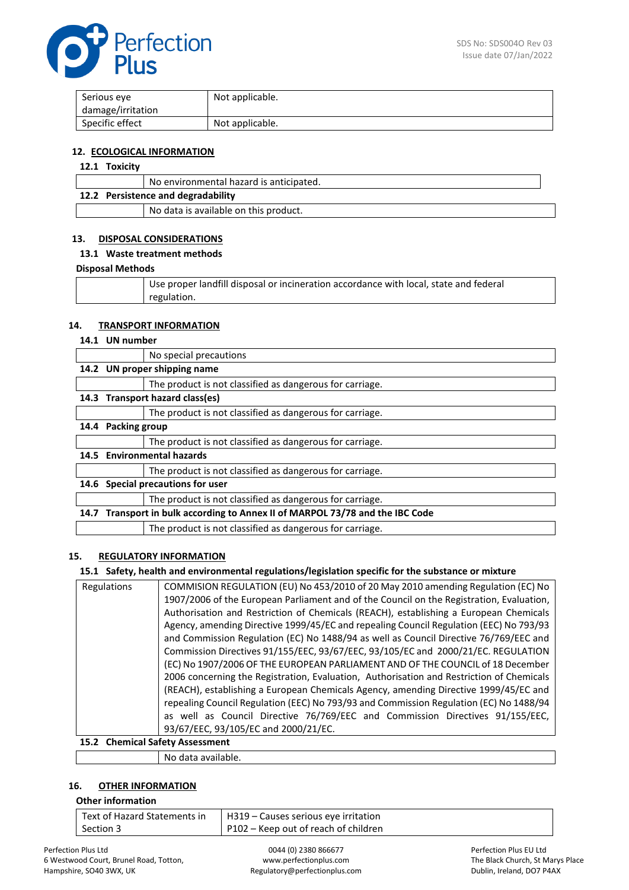| Serious eye damage/irritation | Not applicable. |
|---|---|
| Specific effect | Not applicable. |

## 12. ECOLOGICAL INFORMATION

### 12.1 Toxicity

| | No environmental hazard is anticipated. |
|---|---|

### 12.2 Persistence and degradability

| | No data is available on this product. |
|---|---|

## 13. DISPOSAL CONSIDERATIONS

### 13.1 Waste treatment methods

**Disposal Methods**

| | Use proper landfill disposal or incineration accordance with local, state and federal regulation. |
|---|---|

## 14. TRANSPORT INFORMATION

### 14.1 UN number

| | No special precautions |
|---|---|

### 14.2 UN proper shipping name

| | The product is not classified as dangerous for carriage. |
|---|---|

### 14.3 Transport hazard class(es)

| | The product is not classified as dangerous for carriage. |
|---|---|

### 14.4 Packing group

| | The product is not classified as dangerous for carriage. |
|---|---|

### 14.5 Environmental hazards

| | The product is not classified as dangerous for carriage. |
|---|---|

### 14.6 Special precautions for user

| | The product is not classified as dangerous for carriage. |
|---|---|

### 14.7 Transport in bulk according to Annex II of MARPOL 73/78 and the IBC Code

| | The product is not classified as dangerous for carriage. |
|---|---|

## 15. REGULATORY INFORMATION

### 15.1 Safety, health and environmental regulations/legislation specific for the substance or mixture

| Regulations | COMMISION REGULATION (EU) No 453/2010 of 20 May 2010 amending Regulation (EC) No 1907/2006 of the European Parliament and of the Council on the Registration, Evaluation, Authorisation and Restriction of Chemicals (REACH), establishing a European Chemicals Agency, amending Directive 1999/45/EC and repealing Council Regulation (EEC) No 793/93 and Commission Regulation (EC) No 1488/94 as well as Council Directive 76/769/EEC and Commission Directives 91/155/EEC, 93/67/EEC, 93/105/EC and 2000/21/EC. REGULATION (EC) No 1907/2006 OF THE EUROPEAN PARLIAMENT AND OF THE COUNCIL of 18 December 2006 concerning the Registration, Evaluation, Authorisation and Restriction of Chemicals (REACH), establishing a European Chemicals Agency, amending Directive 1999/45/EC and repealing Council Regulation (EEC) No 793/93 and Commission Regulation (EC) No 1488/94 as well as Council Directive 76/769/EEC and Commission Directives 91/155/EEC, 93/67/EEC, 93/105/EC and 2000/21/EC. |
|---|---|

### 15.2 Chemical Safety Assessment

| | No data available. |
|---|---|

## 16. OTHER INFORMATION

**Other information**

| Text of Hazard Statements in Section 3 | H319 – Causes serious eye irritation<br>P102 – Keep out of reach of children |
|---|---|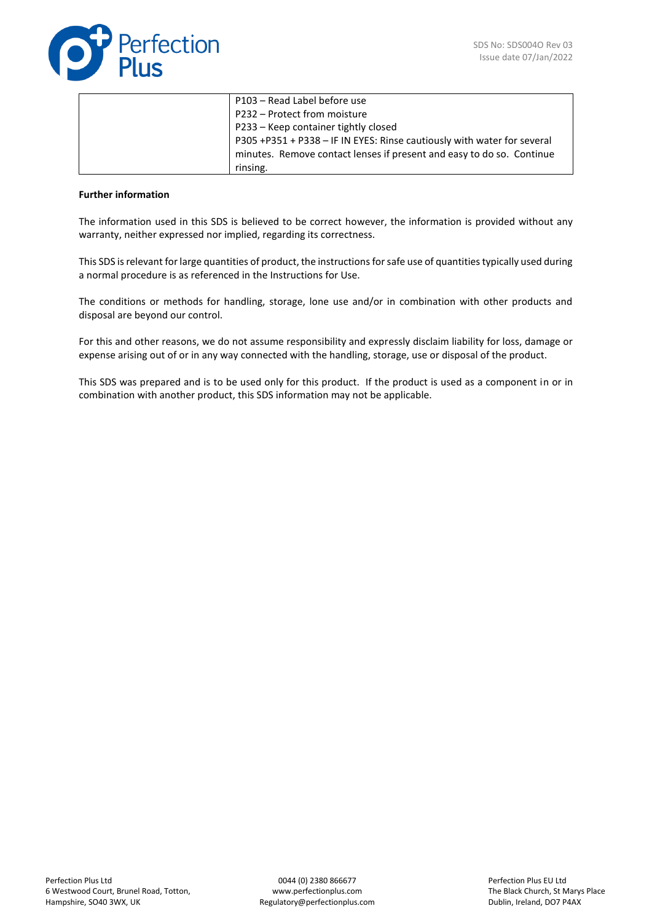| | |
|---|---|
| | P103 – Read Label before use<br>P232 – Protect from moisture<br>P233 – Keep container tightly closed<br>P305 +P351 + P338 – IF IN EYES: Rinse cautiously with water for several minutes. Remove contact lenses if present and easy to do so. Continue rinsing. |

**Further information**

The information used in this SDS is believed to be correct however, the information is provided without any warranty, neither expressed nor implied, regarding its correctness.

This SDS is relevant for large quantities of product, the instructions for safe use of quantities typically used during a normal procedure is as referenced in the Instructions for Use.

The conditions or methods for handling, storage, lone use and/or in combination with other products and disposal are beyond our control.

For this and other reasons, we do not assume responsibility and expressly disclaim liability for loss, damage or expense arising out of or in any way connected with the handling, storage, use or disposal of the product.

This SDS was prepared and is to be used only for this product. If the product is used as a component in or in combination with another product, this SDS information may not be applicable.